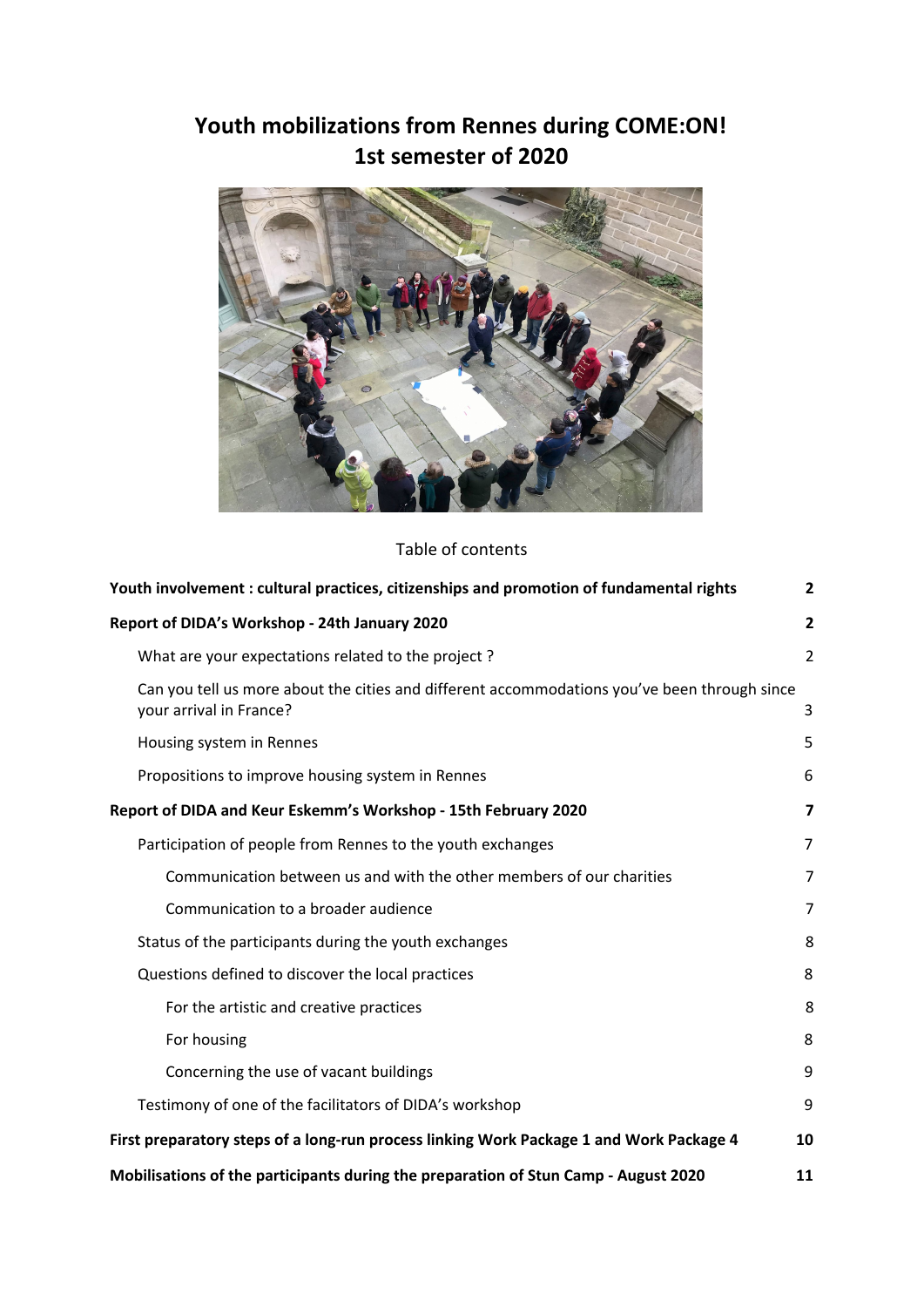# Youth mobilizations from Rennes during COME:ON!
# 1st semester of 2020

Table of contents

| | |
|---|---|
| **Youth involvement : cultural practices, citizenships and promotion of fundamental rights** | **2** |
| **Report of DIDA's Workshop - 24th January 2020** | **2** |
| What are your expectations related to the project ? | 2 |
| Can you tell us more about the cities and different accommodations you've been through since your arrival in France? | 3 |
| Housing system in Rennes | 5 |
| Propositions to improve housing system in Rennes | 6 |
| **Report of DIDA and Keur Eskemm's Workshop - 15th February 2020** | **7** |
| Participation of people from Rennes to the youth exchanges | 7 |
| Communication between us and with the other members of our charities | 7 |
| Communication to a broader audience | 7 |
| Status of the participants during the youth exchanges | 8 |
| Questions defined to discover the local practices | 8 |
| For the artistic and creative practices | 8 |
| For housing | 8 |
| Concerning the use of vacant buildings | 9 |
| Testimony of one of the facilitators of DIDA's workshop | 9 |
| **First preparatory steps of a long-run process linking Work Package 1 and Work Package 4** | **10** |
| **Mobilisations of the participants during the preparation of Stun Camp - August 2020** | **11** |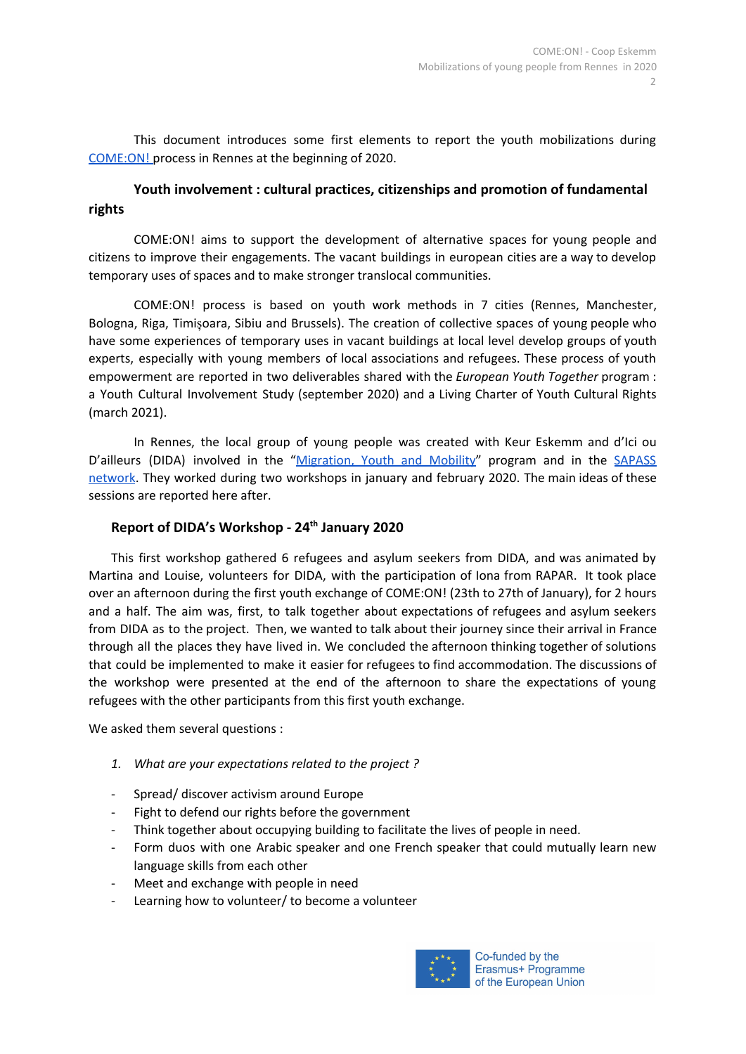This document introduces some first elements to report the youth mobilizations during COME:ON! process in Rennes at the beginning of 2020.

## Youth involvement : cultural practices, citizenships and promotion of fundamental rights

COME:ON! aims to support the development of alternative spaces for young people and citizens to improve their engagements. The vacant buildings in european cities are a way to develop temporary uses of spaces and to make stronger translocal communities.

COME:ON! process is based on youth work methods in 7 cities (Rennes, Manchester, Bologna, Riga, Timișoara, Sibiu and Brussels). The creation of collective spaces of young people who have some experiences of temporary uses in vacant buildings at local level develop groups of youth experts, especially with young members of local associations and refugees. These process of youth empowerment are reported in two deliverables shared with the *European Youth Together* program : a Youth Cultural Involvement Study (september 2020) and a Living Charter of Youth Cultural Rights (march 2021).

In Rennes, the local group of young people was created with Keur Eskemm and d'Ici ou D'ailleurs (DIDA) involved in the "Migration, Youth and Mobility" program and in the SAPASS network. They worked during two workshops in january and february 2020. The main ideas of these sessions are reported here after.

### Report of DIDA's Workshop - 24th January 2020

This first workshop gathered 6 refugees and asylum seekers from DIDA, and was animated by Martina and Louise, volunteers for DIDA, with the participation of Iona from RAPAR. It took place over an afternoon during the first youth exchange of COME:ON! (23th to 27th of January), for 2 hours and a half. The aim was, first, to talk together about expectations of refugees and asylum seekers from DIDA as to the project. Then, we wanted to talk about their journey since their arrival in France through all the places they have lived in. We concluded the afternoon thinking together of solutions that could be implemented to make it easier for refugees to find accommodation. The discussions of the workshop were presented at the end of the afternoon to share the expectations of young refugees with the other participants from this first youth exchange.

We asked them several questions :

1. *What are your expectations related to the project ?*

- Spread/ discover activism around Europe
- Fight to defend our rights before the government
- Think together about occupying building to facilitate the lives of people in need.
- Form duos with one Arabic speaker and one French speaker that could mutually learn new language skills from each other
- Meet and exchange with people in need
- Learning how to volunteer/ to become a volunteer

Co-funded by the Erasmus+ Programme of the European Union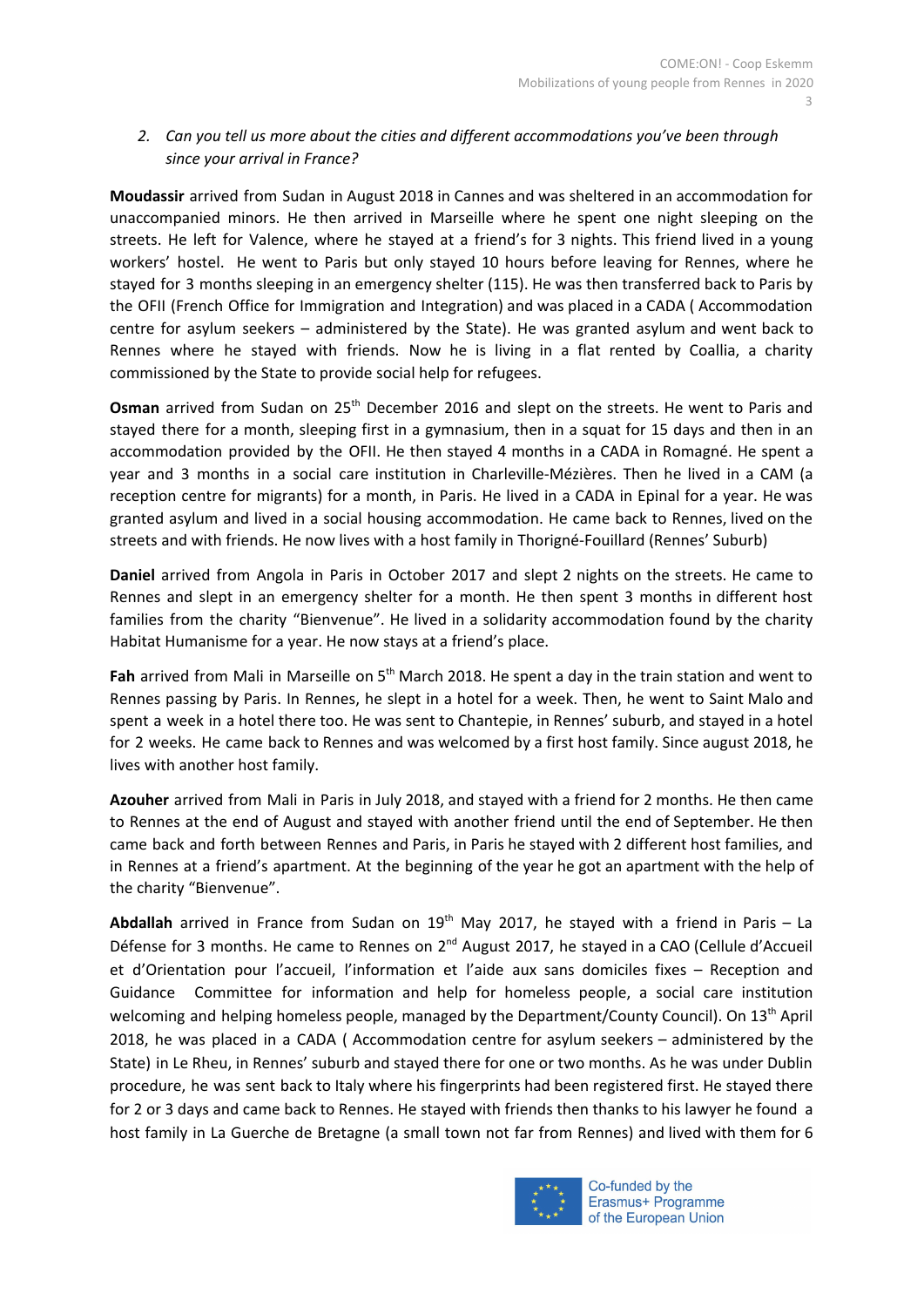2. *Can you tell us more about the cities and different accommodations you've been through since your arrival in France?*

**Moudassir** arrived from Sudan in August 2018 in Cannes and was sheltered in an accommodation for unaccompanied minors. He then arrived in Marseille where he spent one night sleeping on the streets. He left for Valence, where he stayed at a friend's for 3 nights. This friend lived in a young workers' hostel. He went to Paris but only stayed 10 hours before leaving for Rennes, where he stayed for 3 months sleeping in an emergency shelter (115). He was then transferred back to Paris by the OFII (French Office for Immigration and Integration) and was placed in a CADA ( Accommodation centre for asylum seekers – administered by the State). He was granted asylum and went back to Rennes where he stayed with friends. Now he is living in a flat rented by Coallia, a charity commissioned by the State to provide social help for refugees.

**Osman** arrived from Sudan on 25th December 2016 and slept on the streets. He went to Paris and stayed there for a month, sleeping first in a gymnasium, then in a squat for 15 days and then in an accommodation provided by the OFII. He then stayed 4 months in a CADA in Romagné. He spent a year and 3 months in a social care institution in Charleville-Mézières. Then he lived in a CAM (a reception centre for migrants) for a month, in Paris. He lived in a CADA in Epinal for a year. He was granted asylum and lived in a social housing accommodation. He came back to Rennes, lived on the streets and with friends. He now lives with a host family in Thorigné-Fouillard (Rennes' Suburb)

**Daniel** arrived from Angola in Paris in October 2017 and slept 2 nights on the streets. He came to Rennes and slept in an emergency shelter for a month. He then spent 3 months in different host families from the charity "Bienvenue". He lived in a solidarity accommodation found by the charity Habitat Humanisme for a year. He now stays at a friend's place.

**Fah** arrived from Mali in Marseille on 5th March 2018. He spent a day in the train station and went to Rennes passing by Paris. In Rennes, he slept in a hotel for a week. Then, he went to Saint Malo and spent a week in a hotel there too. He was sent to Chantepie, in Rennes' suburb, and stayed in a hotel for 2 weeks. He came back to Rennes and was welcomed by a first host family. Since august 2018, he lives with another host family.

**Azouher** arrived from Mali in Paris in July 2018, and stayed with a friend for 2 months. He then came to Rennes at the end of August and stayed with another friend until the end of September. He then came back and forth between Rennes and Paris, in Paris he stayed with 2 different host families, and in Rennes at a friend's apartment. At the beginning of the year he got an apartment with the help of the charity "Bienvenue".

**Abdallah** arrived in France from Sudan on 19th May 2017, he stayed with a friend in Paris – La Défense for 3 months. He came to Rennes on 2nd August 2017, he stayed in a CAO (Cellule d'Accueil et d'Orientation pour l'accueil, l'information et l'aide aux sans domiciles fixes – Reception and Guidance Committee for information and help for homeless people, a social care institution welcoming and helping homeless people, managed by the Department/County Council). On 13th April 2018, he was placed in a CADA ( Accommodation centre for asylum seekers – administered by the State) in Le Rheu, in Rennes' suburb and stayed there for one or two months. As he was under Dublin procedure, he was sent back to Italy where his fingerprints had been registered first. He stayed there for 2 or 3 days and came back to Rennes. He stayed with friends then thanks to his lawyer he found a host family in La Guerche de Bretagne (a small town not far from Rennes) and lived with them for 6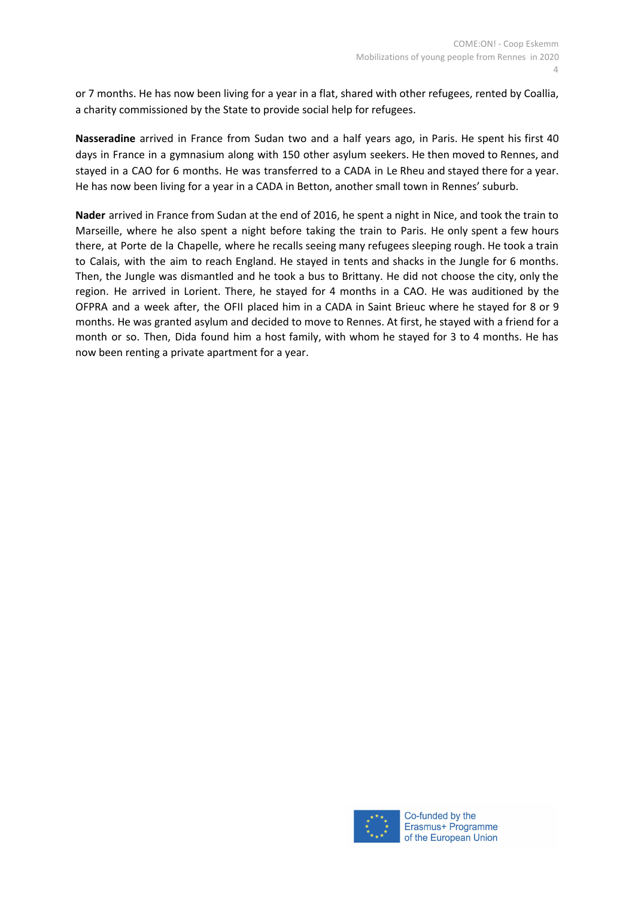or 7 months. He has now been living for a year in a flat, shared with other refugees, rented by Coallia, a charity commissioned by the State to provide social help for refugees.

**Nasseradine** arrived in France from Sudan two and a half years ago, in Paris. He spent his first 40 days in France in a gymnasium along with 150 other asylum seekers. He then moved to Rennes, and stayed in a CAO for 6 months. He was transferred to a CADA in Le Rheu and stayed there for a year. He has now been living for a year in a CADA in Betton, another small town in Rennes' suburb.

**Nader** arrived in France from Sudan at the end of 2016, he spent a night in Nice, and took the train to Marseille, where he also spent a night before taking the train to Paris. He only spent a few hours there, at Porte de la Chapelle, where he recalls seeing many refugees sleeping rough. He took a train to Calais, with the aim to reach England. He stayed in tents and shacks in the Jungle for 6 months. Then, the Jungle was dismantled and he took a bus to Brittany. He did not choose the city, only the region. He arrived in Lorient. There, he stayed for 4 months in a CAO. He was auditioned by the OFPRA and a week after, the OFII placed him in a CADA in Saint Brieuc where he stayed for 8 or 9 months. He was granted asylum and decided to move to Rennes. At first, he stayed with a friend for a month or so. Then, Dida found him a host family, with whom he stayed for 3 to 4 months. He has now been renting a private apartment for a year.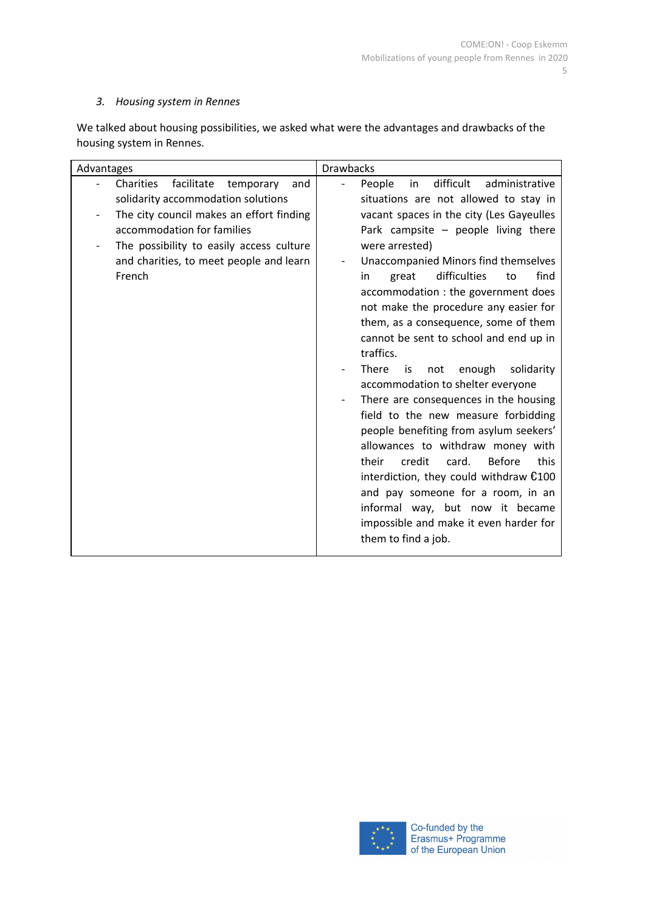### 3. *Housing system in Rennes*

We talked about housing possibilities, we asked what were the advantages and drawbacks of the housing system in Rennes.

| Advantages | Drawbacks |
|---|---|
| - Charities facilitate temporary and solidarity accommodation solutions<br>- The city council makes an effort finding accommodation for families<br>- The possibility to easily access culture and charities, to meet people and learn French | - People in difficult administrative situations are not allowed to stay in vacant spaces in the city (Les Gayeulles Park campsite – people living there were arrested)<br>- Unaccompanied Minors find themselves in great difficulties to find accommodation : the government does not make the procedure any easier for them, as a consequence, some of them cannot be sent to school and end up in traffics.<br>- There is not enough solidarity accommodation to shelter everyone<br>- There are consequences in the housing field to the new measure forbidding people benefiting from asylum seekers' allowances to withdraw money with their credit card. Before this interdiction, they could withdraw €100 and pay someone for a room, in an informal way, but now it became impossible and make it even harder for them to find a job. |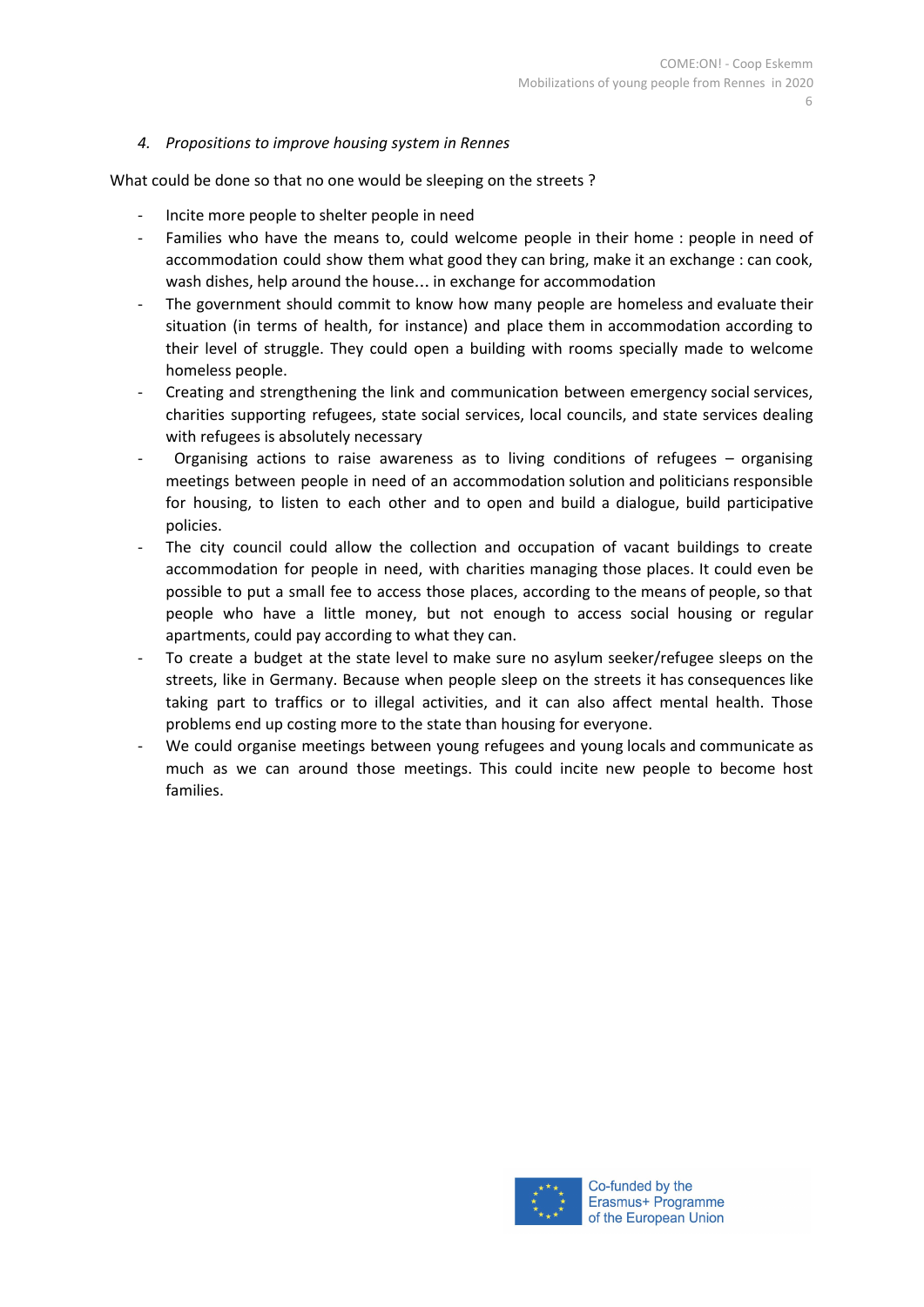*4. Propositions to improve housing system in Rennes*

What could be done so that no one would be sleeping on the streets ?

- Incite more people to shelter people in need
- Families who have the means to, could welcome people in their home : people in need of accommodation could show them what good they can bring, make it an exchange : can cook, wash dishes, help around the house… in exchange for accommodation
- The government should commit to know how many people are homeless and evaluate their situation (in terms of health, for instance) and place them in accommodation according to their level of struggle. They could open a building with rooms specially made to welcome homeless people.
- Creating and strengthening the link and communication between emergency social services, charities supporting refugees, state social services, local councils, and state services dealing with refugees is absolutely necessary
- Organising actions to raise awareness as to living conditions of refugees – organising meetings between people in need of an accommodation solution and politicians responsible for housing, to listen to each other and to open and build a dialogue, build participative policies.
- The city council could allow the collection and occupation of vacant buildings to create accommodation for people in need, with charities managing those places. It could even be possible to put a small fee to access those places, according to the means of people, so that people who have a little money, but not enough to access social housing or regular apartments, could pay according to what they can.
- To create a budget at the state level to make sure no asylum seeker/refugee sleeps on the streets, like in Germany. Because when people sleep on the streets it has consequences like taking part to traffics or to illegal activities, and it can also affect mental health. Those problems end up costing more to the state than housing for everyone.
- We could organise meetings between young refugees and young locals and communicate as much as we can around those meetings. This could incite new people to become host families.

Co-funded by the Erasmus+ Programme of the European Union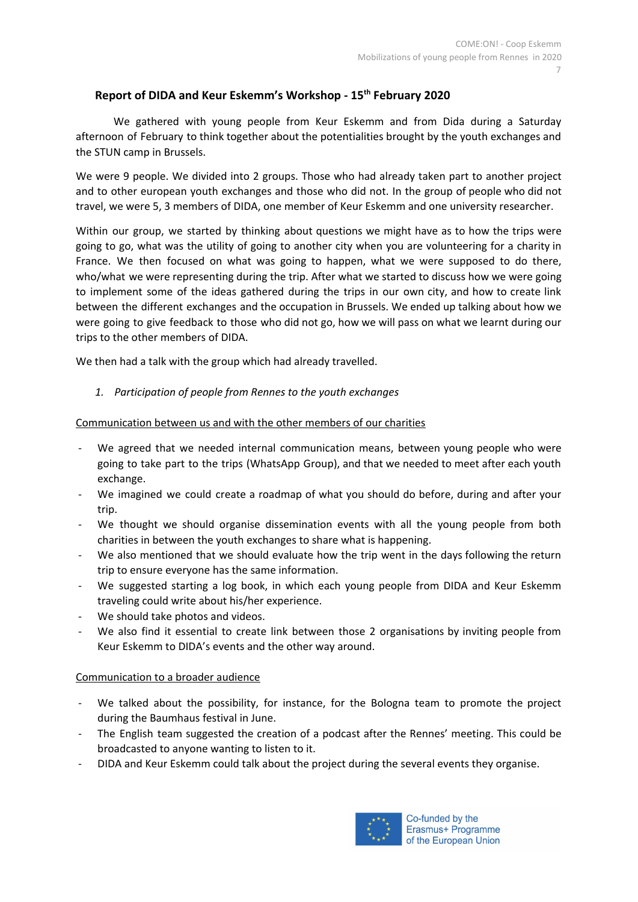## Report of DIDA and Keur Eskemm's Workshop - 15th February 2020

We gathered with young people from Keur Eskemm and from Dida during a Saturday afternoon of February to think together about the potentialities brought by the youth exchanges and the STUN camp in Brussels.

We were 9 people. We divided into 2 groups. Those who had already taken part to another project and to other european youth exchanges and those who did not. In the group of people who did not travel, we were 5, 3 members of DIDA, one member of Keur Eskemm and one university researcher.

Within our group, we started by thinking about questions we might have as to how the trips were going to go, what was the utility of going to another city when you are volunteering for a charity in France. We then focused on what was going to happen, what we were supposed to do there, who/what we were representing during the trip. After what we started to discuss how we were going to implement some of the ideas gathered during the trips in our own city, and how to create link between the different exchanges and the occupation in Brussels. We ended up talking about how we were going to give feedback to those who did not go, how we will pass on what we learnt during our trips to the other members of DIDA.

We then had a talk with the group which had already travelled.

1. *Participation of people from Rennes to the youth exchanges*

<u>Communication between us and with the other members of our charities</u>

- We agreed that we needed internal communication means, between young people who were going to take part to the trips (WhatsApp Group), and that we needed to meet after each youth exchange.
- We imagined we could create a roadmap of what you should do before, during and after your trip.
- We thought we should organise dissemination events with all the young people from both charities in between the youth exchanges to share what is happening.
- We also mentioned that we should evaluate how the trip went in the days following the return trip to ensure everyone has the same information.
- We suggested starting a log book, in which each young people from DIDA and Keur Eskemm traveling could write about his/her experience.
- We should take photos and videos.
- We also find it essential to create link between those 2 organisations by inviting people from Keur Eskemm to DIDA's events and the other way around.

<u>Communication to a broader audience</u>

- We talked about the possibility, for instance, for the Bologna team to promote the project during the Baumhaus festival in June.
- The English team suggested the creation of a podcast after the Rennes' meeting. This could be broadcasted to anyone wanting to listen to it.
- DIDA and Keur Eskemm could talk about the project during the several events they organise.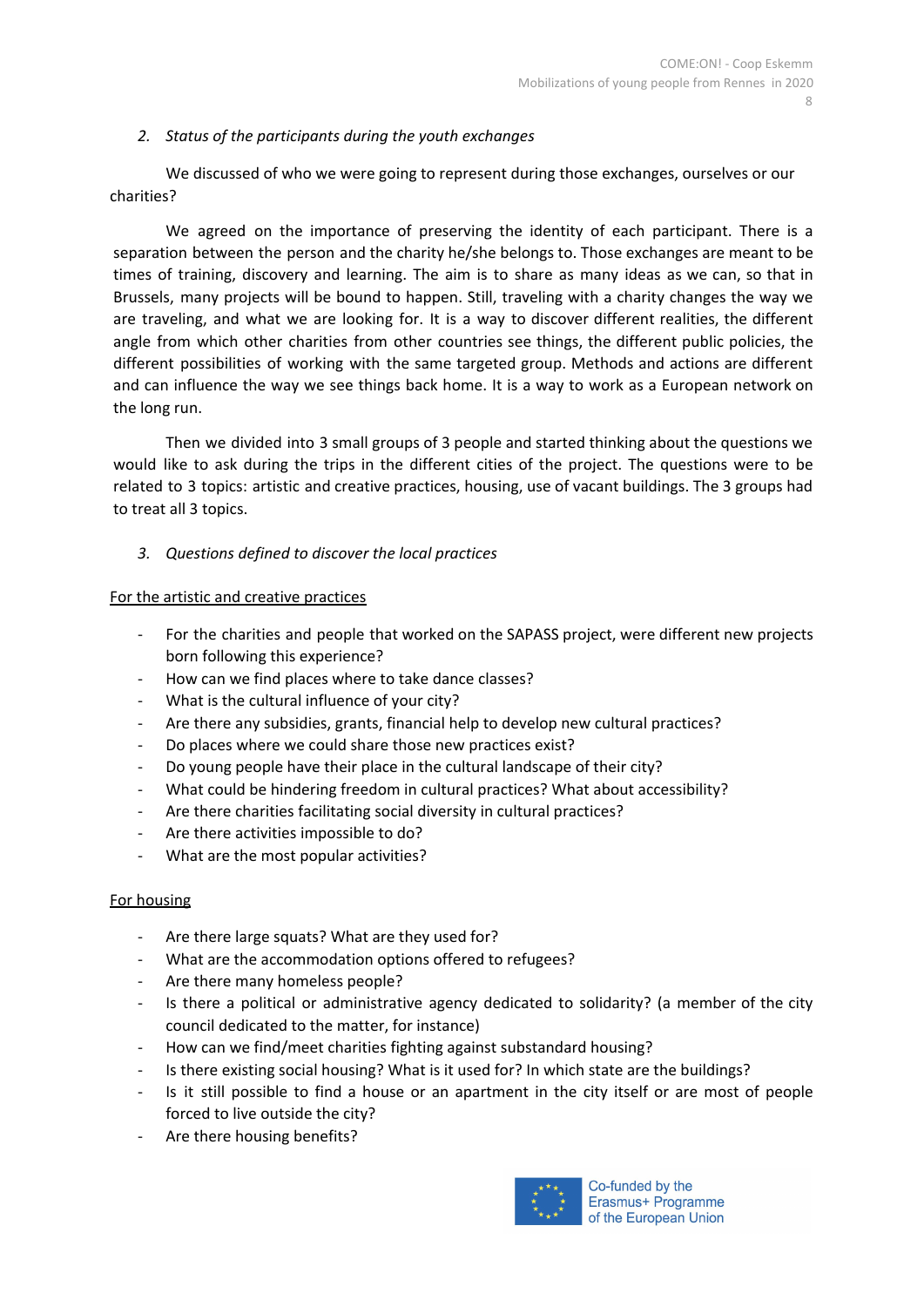2. *Status of the participants during the youth exchanges*

We discussed of who we were going to represent during those exchanges, ourselves or our charities?

We agreed on the importance of preserving the identity of each participant. There is a separation between the person and the charity he/she belongs to. Those exchanges are meant to be times of training, discovery and learning. The aim is to share as many ideas as we can, so that in Brussels, many projects will be bound to happen. Still, traveling with a charity changes the way we are traveling, and what we are looking for. It is a way to discover different realities, the different angle from which other charities from other countries see things, the different public policies, the different possibilities of working with the same targeted group. Methods and actions are different and can influence the way we see things back home. It is a way to work as a European network on the long run.

Then we divided into 3 small groups of 3 people and started thinking about the questions we would like to ask during the trips in the different cities of the project. The questions were to be related to 3 topics: artistic and creative practices, housing, use of vacant buildings. The 3 groups had to treat all 3 topics.

3. *Questions defined to discover the local practices*

<u>For the artistic and creative practices</u>

- For the charities and people that worked on the SAPASS project, were different new projects born following this experience?
- How can we find places where to take dance classes?
- What is the cultural influence of your city?
- Are there any subsidies, grants, financial help to develop new cultural practices?
- Do places where we could share those new practices exist?
- Do young people have their place in the cultural landscape of their city?
- What could be hindering freedom in cultural practices? What about accessibility?
- Are there charities facilitating social diversity in cultural practices?
- Are there activities impossible to do?
- What are the most popular activities?

<u>For housing</u>

- Are there large squats? What are they used for?
- What are the accommodation options offered to refugees?
- Are there many homeless people?
- Is there a political or administrative agency dedicated to solidarity? (a member of the city council dedicated to the matter, for instance)
- How can we find/meet charities fighting against substandard housing?
- Is there existing social housing? What is it used for? In which state are the buildings?
- Is it still possible to find a house or an apartment in the city itself or are most of people forced to live outside the city?
- Are there housing benefits?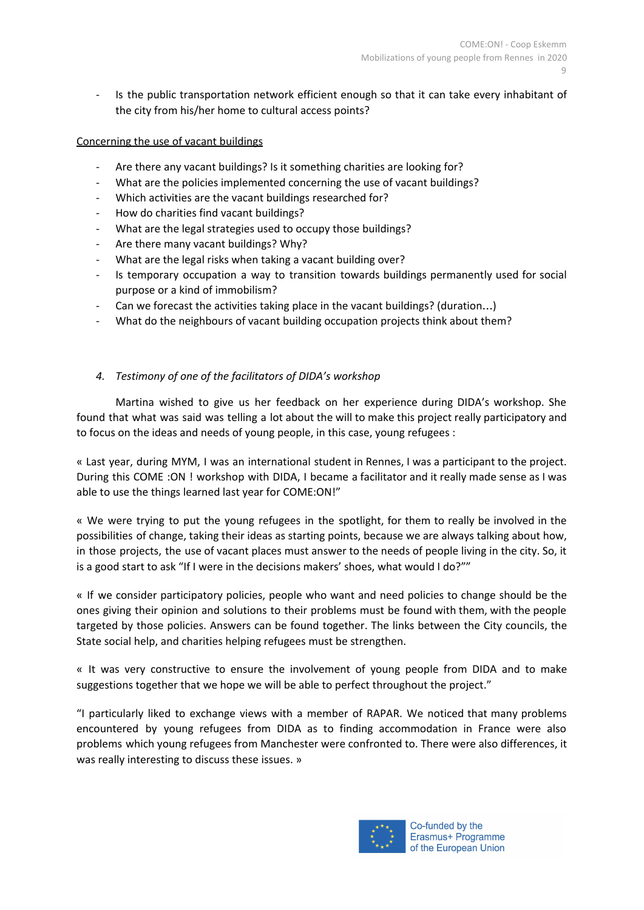- Is the public transportation network efficient enough so that it can take every inhabitant of the city from his/her home to cultural access points?

Concerning the use of vacant buildings

- Are there any vacant buildings? Is it something charities are looking for?
- What are the policies implemented concerning the use of vacant buildings?
- Which activities are the vacant buildings researched for?
- How do charities find vacant buildings?
- What are the legal strategies used to occupy those buildings?
- Are there many vacant buildings? Why?
- What are the legal risks when taking a vacant building over?
- Is temporary occupation a way to transition towards buildings permanently used for social purpose or a kind of immobilism?
- Can we forecast the activities taking place in the vacant buildings? (duration…)
- What do the neighbours of vacant building occupation projects think about them?

### 4. *Testimony of one of the facilitators of DIDA's workshop*

Martina wished to give us her feedback on her experience during DIDA's workshop. She found that what was said was telling a lot about the will to make this project really participatory and to focus on the ideas and needs of young people, in this case, young refugees :

« Last year, during MYM, I was an international student in Rennes, I was a participant to the project. During this COME :ON ! workshop with DIDA, I became a facilitator and it really made sense as I was able to use the things learned last year for COME:ON!"

« We were trying to put the young refugees in the spotlight, for them to really be involved in the possibilities of change, taking their ideas as starting points, because we are always talking about how, in those projects, the use of vacant places must answer to the needs of people living in the city. So, it is a good start to ask "If I were in the decisions makers' shoes, what would I do?""

« If we consider participatory policies, people who want and need policies to change should be the ones giving their opinion and solutions to their problems must be found with them, with the people targeted by those policies. Answers can be found together. The links between the City councils, the State social help, and charities helping refugees must be strengthen.

« It was very constructive to ensure the involvement of young people from DIDA and to make suggestions together that we hope we will be able to perfect throughout the project."

"I particularly liked to exchange views with a member of RAPAR. We noticed that many problems encountered by young refugees from DIDA as to finding accommodation in France were also problems which young refugees from Manchester were confronted to. There were also differences, it was really interesting to discuss these issues. »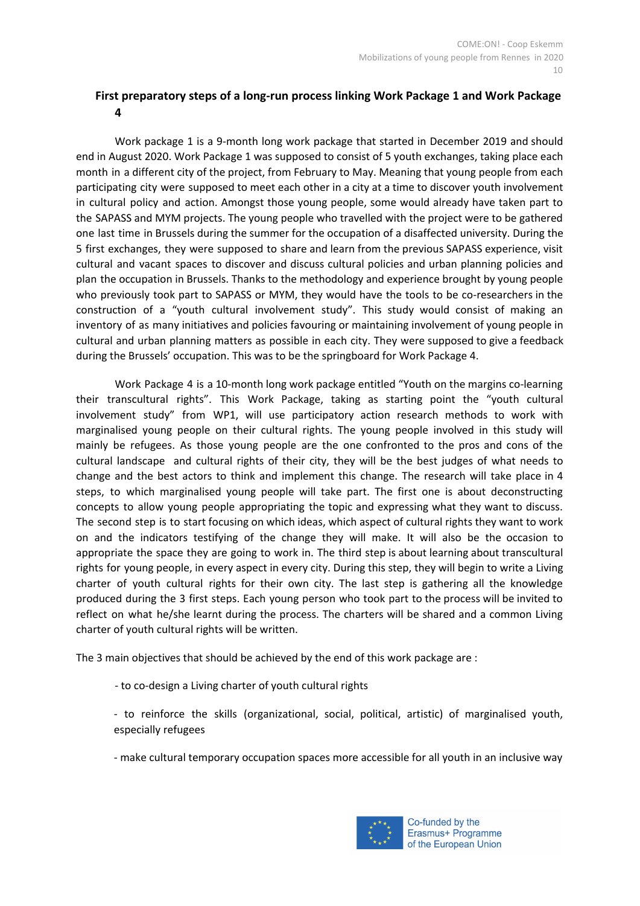## First preparatory steps of a long-run process linking Work Package 1 and Work Package 4

Work package 1 is a 9-month long work package that started in December 2019 and should end in August 2020. Work Package 1 was supposed to consist of 5 youth exchanges, taking place each month in a different city of the project, from February to May. Meaning that young people from each participating city were supposed to meet each other in a city at a time to discover youth involvement in cultural policy and action. Amongst those young people, some would already have taken part to the SAPASS and MYM projects. The young people who travelled with the project were to be gathered one last time in Brussels during the summer for the occupation of a disaffected university. During the 5 first exchanges, they were supposed to share and learn from the previous SAPASS experience, visit cultural and vacant spaces to discover and discuss cultural policies and urban planning policies and plan the occupation in Brussels. Thanks to the methodology and experience brought by young people who previously took part to SAPASS or MYM, they would have the tools to be co-researchers in the construction of a "youth cultural involvement study". This study would consist of making an inventory of as many initiatives and policies favouring or maintaining involvement of young people in cultural and urban planning matters as possible in each city. They were supposed to give a feedback during the Brussels' occupation. This was to be the springboard for Work Package 4.

Work Package 4 is a 10-month long work package entitled "Youth on the margins co-learning their transcultural rights". This Work Package, taking as starting point the "youth cultural involvement study" from WP1, will use participatory action research methods to work with marginalised young people on their cultural rights. The young people involved in this study will mainly be refugees. As those young people are the one confronted to the pros and cons of the cultural landscape and cultural rights of their city, they will be the best judges of what needs to change and the best actors to think and implement this change. The research will take place in 4 steps, to which marginalised young people will take part. The first one is about deconstructing concepts to allow young people appropriating the topic and expressing what they want to discuss. The second step is to start focusing on which ideas, which aspect of cultural rights they want to work on and the indicators testifying of the change they will make. It will also be the occasion to appropriate the space they are going to work in. The third step is about learning about transcultural rights for young people, in every aspect in every city. During this step, they will begin to write a Living charter of youth cultural rights for their own city. The last step is gathering all the knowledge produced during the 3 first steps. Each young person who took part to the process will be invited to reflect on what he/she learnt during the process. The charters will be shared and a common Living charter of youth cultural rights will be written.

The 3 main objectives that should be achieved by the end of this work package are :

- to co-design a Living charter of youth cultural rights
- to reinforce the skills (organizational, social, political, artistic) of marginalised youth, especially refugees
- make cultural temporary occupation spaces more accessible for all youth in an inclusive way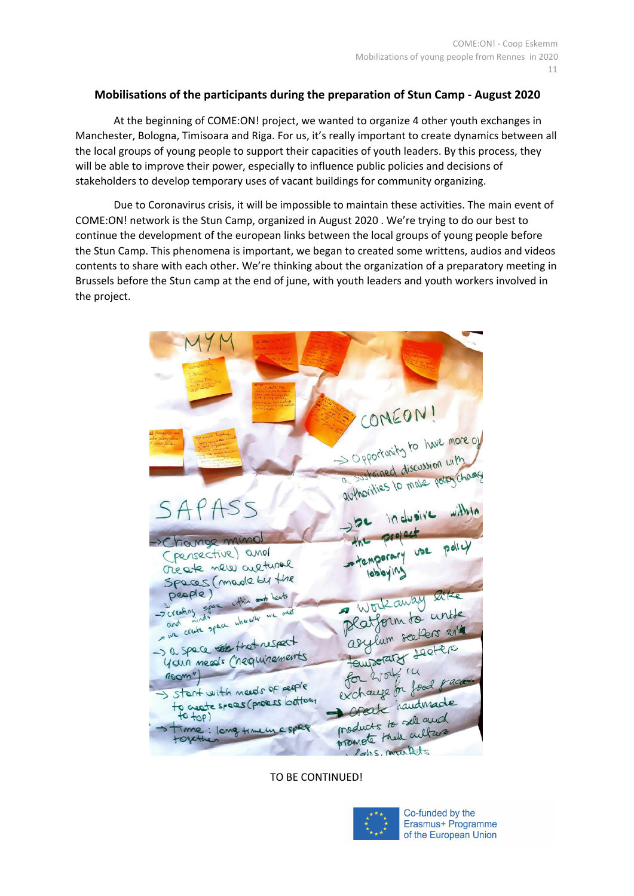### Mobilisations of the participants during the preparation of Stun Camp - August 2020

At the beginning of COME:ON! project, we wanted to organize 4 other youth exchanges in Manchester, Bologna, Timisoara and Riga. For us, it's really important to create dynamics between all the local groups of young people to support their capacities of youth leaders. By this process, they will be able to improve their power, especially to influence public policies and decisions of stakeholders to develop temporary uses of vacant buildings for community organizing.

Due to Coronavirus crisis, it will be impossible to maintain these activities. The main event of COME:ON! network is the Stun Camp, organized in August 2020 . We're trying to do our best to continue the development of the european links between the local groups of young people before the Stun Camp. This phenomena is important, we began to created some writtens, audios and videos contents to share with each other. We're thinking about the organization of a preparatory meeting in Brussels before the Stun camp at the end of june, with youth leaders and youth workers involved in the project.

TO BE CONTINUED!

Co-funded by the Erasmus+ Programme of the European Union